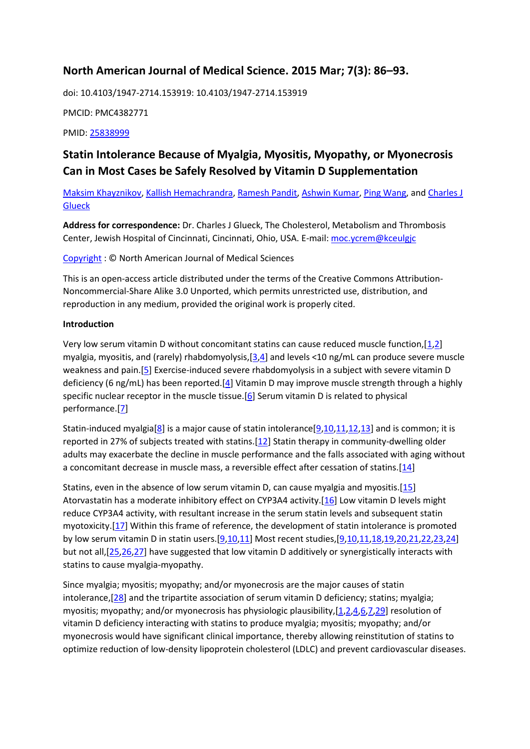**North American Journal of Medical Science. 2015 Mar; 7(3): 86–93.**

doi: 10.4103/1947-2714.153919: 10.4103/1947-2714.153919

PMCID: PMC4382771

PMID: 25838999

## Statin Intolerance Because of Myalgia, Myositis, Myopathy, or Myonecrosis Can in Most Cases be Safely Resolved by Vitamin D Supplementation

Maksim Khayznikov, Kallish Hemachrandra, Ramesh Pandit, Ashwin Kumar, Ping Wang, and Charles J Glueck

**Address for correspondence:** Dr. Charles J Glueck, The Cholesterol, Metabolism and Thrombosis Center, Jewish Hospital of Cincinnati, Cincinnati, Ohio, USA. E-mail: moc.ycrem@kceulgjc

Copyright : © North American Journal of Medical Sciences

This is an open-access article distributed under the terms of the Creative Commons Attribution-Noncommercial-Share Alike 3.0 Unported, which permits unrestricted use, distribution, and reproduction in any medium, provided the original work is properly cited.

**Introduction**

Very low serum vitamin D without concomitant statins can cause reduced muscle function,[1,2] myalgia, myositis, and (rarely) rhabdomyolysis,[3,4] and levels <10 ng/mL can produce severe muscle weakness and pain.[5] Exercise-induced severe rhabdomyolysis in a subject with severe vitamin D deficiency (6 ng/mL) has been reported.[4] Vitamin D may improve muscle strength through a highly specific nuclear receptor in the muscle tissue.[6] Serum vitamin D is related to physical performance.[7]

Statin-induced myalgia[8] is a major cause of statin intolerance[9,10,11,12,13] and is common; it is reported in 27% of subjects treated with statins.[12] Statin therapy in community-dwelling older adults may exacerbate the decline in muscle performance and the falls associated with aging without a concomitant decrease in muscle mass, a reversible effect after cessation of statins.[14]

Statins, even in the absence of low serum vitamin D, can cause myalgia and myositis.[15] Atorvastatin has a moderate inhibitory effect on CYP3A4 activity.[16] Low vitamin D levels might reduce CYP3A4 activity, with resultant increase in the serum statin levels and subsequent statin myotoxicity.[17] Within this frame of reference, the development of statin intolerance is promoted by low serum vitamin D in statin users.[9,10,11] Most recent studies,[9,10,11,18,19,20,21,22,23,24] but not all,[25,26,27] have suggested that low vitamin D additively or synergistically interacts with statins to cause myalgia-myopathy.

Since myalgia; myositis; myopathy; and/or myonecrosis are the major causes of statin intolerance,[28] and the tripartite association of serum vitamin D deficiency; statins; myalgia; myositis; myopathy; and/or myonecrosis has physiologic plausibility,[1,2,4,6,7,29] resolution of vitamin D deficiency interacting with statins to produce myalgia; myositis; myopathy; and/or myonecrosis would have significant clinical importance, thereby allowing reinstitution of statins to optimize reduction of low-density lipoprotein cholesterol (LDLC) and prevent cardiovascular diseases.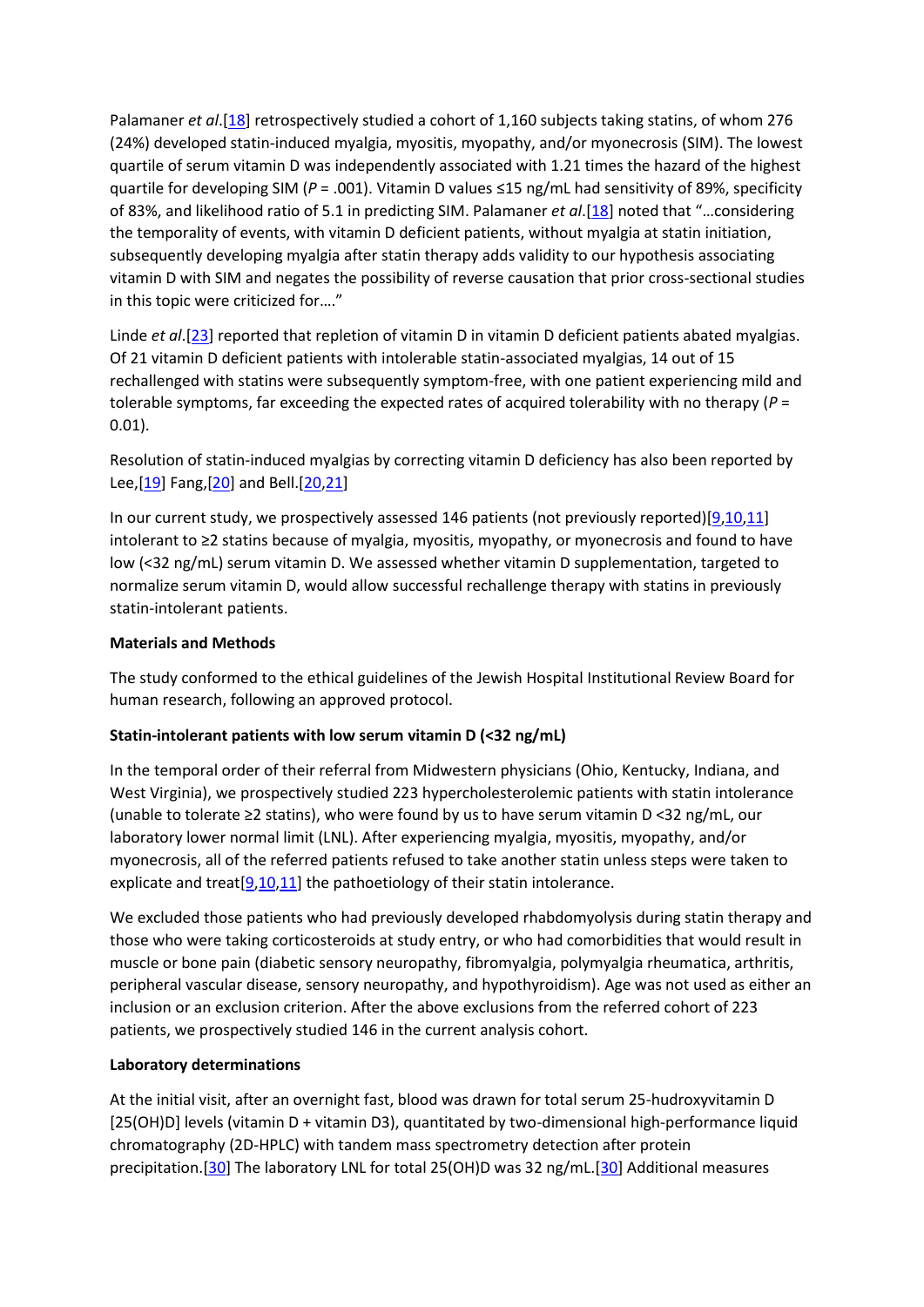Palamaner *et al*.[18] retrospectively studied a cohort of 1,160 subjects taking statins, of whom 276 (24%) developed statin-induced myalgia, myositis, myopathy, and/or myonecrosis (SIM). The lowest quartile of serum vitamin D was independently associated with 1.21 times the hazard of the highest quartile for developing SIM ($P$ = .001). Vitamin D values ≤15 ng/mL had sensitivity of 89%, specificity of 83%, and likelihood ratio of 5.1 in predicting SIM. Palamaner *et al*.[18] noted that "…considering the temporality of events, with vitamin D deficient patients, without myalgia at statin initiation, subsequently developing myalgia after statin therapy adds validity to our hypothesis associating vitamin D with SIM and negates the possibility of reverse causation that prior cross-sectional studies in this topic were criticized for…."

Linde *et al*.[23] reported that repletion of vitamin D in vitamin D deficient patients abated myalgias. Of 21 vitamin D deficient patients with intolerable statin-associated myalgias, 14 out of 15 rechallenged with statins were subsequently symptom-free, with one patient experiencing mild and tolerable symptoms, far exceeding the expected rates of acquired tolerability with no therapy ($P$ = 0.01).

Resolution of statin-induced myalgias by correcting vitamin D deficiency has also been reported by Lee,[19] Fang,[20] and Bell.[20,21]

In our current study, we prospectively assessed 146 patients (not previously reported)[9,10,11] intolerant to ≥2 statins because of myalgia, myositis, myopathy, or myonecrosis and found to have low (<32 ng/mL) serum vitamin D. We assessed whether vitamin D supplementation, targeted to normalize serum vitamin D, would allow successful rechallenge therapy with statins in previously statin-intolerant patients.

**Materials and Methods**

The study conformed to the ethical guidelines of the Jewish Hospital Institutional Review Board for human research, following an approved protocol.

**Statin-intolerant patients with low serum vitamin D (<32 ng/mL)**

In the temporal order of their referral from Midwestern physicians (Ohio, Kentucky, Indiana, and West Virginia), we prospectively studied 223 hypercholesterolemic patients with statin intolerance (unable to tolerate ≥2 statins), who were found by us to have serum vitamin D <32 ng/mL, our laboratory lower normal limit (LNL). After experiencing myalgia, myositis, myopathy, and/or myonecrosis, all of the referred patients refused to take another statin unless steps were taken to explicate and treat[9,10,11] the pathoetiology of their statin intolerance.

We excluded those patients who had previously developed rhabdomyolysis during statin therapy and those who were taking corticosteroids at study entry, or who had comorbidities that would result in muscle or bone pain (diabetic sensory neuropathy, fibromyalgia, polymyalgia rheumatica, arthritis, peripheral vascular disease, sensory neuropathy, and hypothyroidism). Age was not used as either an inclusion or an exclusion criterion. After the above exclusions from the referred cohort of 223 patients, we prospectively studied 146 in the current analysis cohort.

**Laboratory determinations**

At the initial visit, after an overnight fast, blood was drawn for total serum 25-hudroxyvitamin D [25(OH)D] levels (vitamin D + vitamin D3), quantitated by two-dimensional high-performance liquid chromatography (2D-HPLC) with tandem mass spectrometry detection after protein precipitation.[30] The laboratory LNL for total 25(OH)D was 32 ng/mL.[30] Additional measures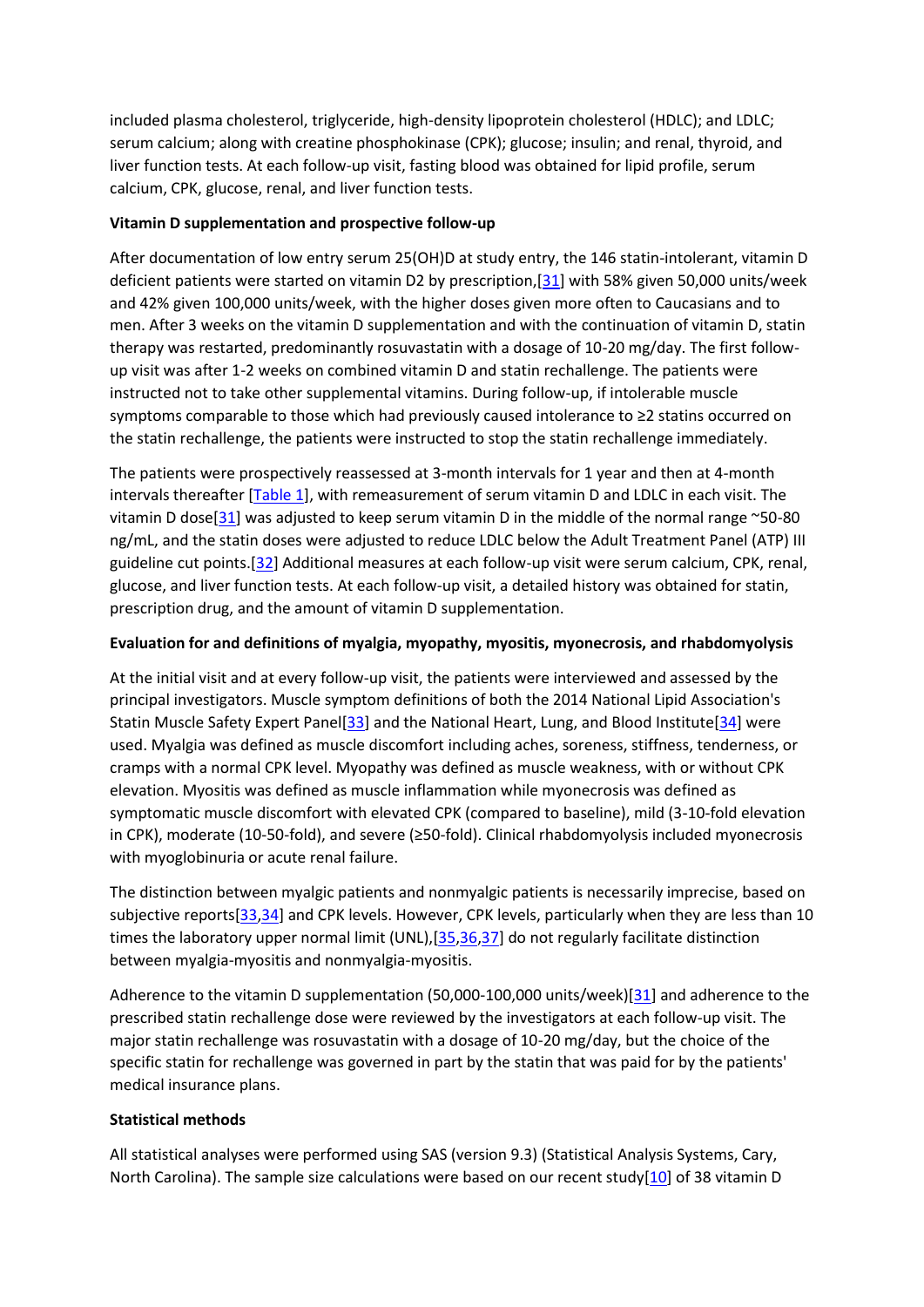included plasma cholesterol, triglyceride, high-density lipoprotein cholesterol (HDLC); and LDLC; serum calcium; along with creatine phosphokinase (CPK); glucose; insulin; and renal, thyroid, and liver function tests. At each follow-up visit, fasting blood was obtained for lipid profile, serum calcium, CPK, glucose, renal, and liver function tests.

**Vitamin D supplementation and prospective follow-up**

After documentation of low entry serum 25(OH)D at study entry, the 146 statin-intolerant, vitamin D deficient patients were started on vitamin D2 by prescription,[31] with 58% given 50,000 units/week and 42% given 100,000 units/week, with the higher doses given more often to Caucasians and to men. After 3 weeks on the vitamin D supplementation and with the continuation of vitamin D, statin therapy was restarted, predominantly rosuvastatin with a dosage of 10-20 mg/day. The first follow-up visit was after 1-2 weeks on combined vitamin D and statin rechallenge. The patients were instructed not to take other supplemental vitamins. During follow-up, if intolerable muscle symptoms comparable to those which had previously caused intolerance to ≥2 statins occurred on the statin rechallenge, the patients were instructed to stop the statin rechallenge immediately.

The patients were prospectively reassessed at 3-month intervals for 1 year and then at 4-month intervals thereafter [Table 1], with remeasurement of serum vitamin D and LDLC in each visit. The vitamin D dose[31] was adjusted to keep serum vitamin D in the middle of the normal range ~50-80 ng/mL, and the statin doses were adjusted to reduce LDLC below the Adult Treatment Panel (ATP) III guideline cut points.[32] Additional measures at each follow-up visit were serum calcium, CPK, renal, glucose, and liver function tests. At each follow-up visit, a detailed history was obtained for statin, prescription drug, and the amount of vitamin D supplementation.

**Evaluation for and definitions of myalgia, myopathy, myositis, myonecrosis, and rhabdomyolysis**

At the initial visit and at every follow-up visit, the patients were interviewed and assessed by the principal investigators. Muscle symptom definitions of both the 2014 National Lipid Association's Statin Muscle Safety Expert Panel[33] and the National Heart, Lung, and Blood Institute[34] were used. Myalgia was defined as muscle discomfort including aches, soreness, stiffness, tenderness, or cramps with a normal CPK level. Myopathy was defined as muscle weakness, with or without CPK elevation. Myositis was defined as muscle inflammation while myonecrosis was defined as symptomatic muscle discomfort with elevated CPK (compared to baseline), mild (3-10-fold elevation in CPK), moderate (10-50-fold), and severe (≥50-fold). Clinical rhabdomyolysis included myonecrosis with myoglobinuria or acute renal failure.

The distinction between myalgic patients and nonmyalgic patients is necessarily imprecise, based on subjective reports[33,34] and CPK levels. However, CPK levels, particularly when they are less than 10 times the laboratory upper normal limit (UNL),[35,36,37] do not regularly facilitate distinction between myalgia-myositis and nonmyalgia-myositis.

Adherence to the vitamin D supplementation (50,000-100,000 units/week)[31] and adherence to the prescribed statin rechallenge dose were reviewed by the investigators at each follow-up visit. The major statin rechallenge was rosuvastatin with a dosage of 10-20 mg/day, but the choice of the specific statin for rechallenge was governed in part by the statin that was paid for by the patients' medical insurance plans.

**Statistical methods**

All statistical analyses were performed using SAS (version 9.3) (Statistical Analysis Systems, Cary, North Carolina). The sample size calculations were based on our recent study[10] of 38 vitamin D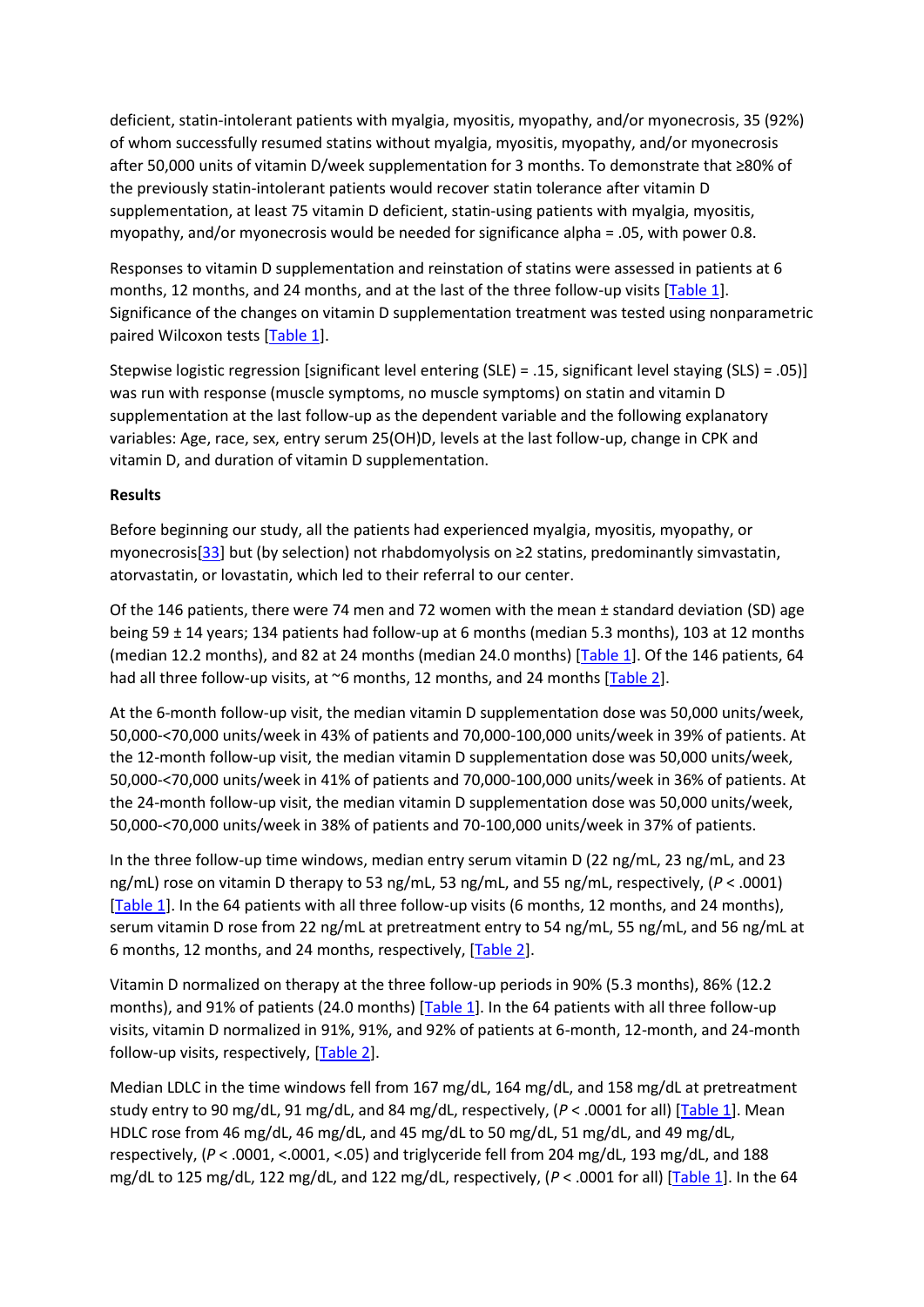deficient, statin-intolerant patients with myalgia, myositis, myopathy, and/or myonecrosis, 35 (92%) of whom successfully resumed statins without myalgia, myositis, myopathy, and/or myonecrosis after 50,000 units of vitamin D/week supplementation for 3 months. To demonstrate that ≥80% of the previously statin-intolerant patients would recover statin tolerance after vitamin D supplementation, at least 75 vitamin D deficient, statin-using patients with myalgia, myositis, myopathy, and/or myonecrosis would be needed for significance alpha = .05, with power 0.8.

Responses to vitamin D supplementation and reinstation of statins were assessed in patients at 6 months, 12 months, and 24 months, and at the last of the three follow-up visits [Table 1]. Significance of the changes on vitamin D supplementation treatment was tested using nonparametric paired Wilcoxon tests [Table 1].

Stepwise logistic regression [significant level entering (SLE) = .15, significant level staying (SLS) = .05)] was run with response (muscle symptoms, no muscle symptoms) on statin and vitamin D supplementation at the last follow-up as the dependent variable and the following explanatory variables: Age, race, sex, entry serum 25(OH)D, levels at the last follow-up, change in CPK and vitamin D, and duration of vitamin D supplementation.

**Results**

Before beginning our study, all the patients had experienced myalgia, myositis, myopathy, or myonecrosis[33] but (by selection) not rhabdomyolysis on ≥2 statins, predominantly simvastatin, atorvastatin, or lovastatin, which led to their referral to our center.

Of the 146 patients, there were 74 men and 72 women with the mean ± standard deviation (SD) age being 59 ± 14 years; 134 patients had follow-up at 6 months (median 5.3 months), 103 at 12 months (median 12.2 months), and 82 at 24 months (median 24.0 months) [Table 1]. Of the 146 patients, 64 had all three follow-up visits, at ~6 months, 12 months, and 24 months [Table 2].

At the 6-month follow-up visit, the median vitamin D supplementation dose was 50,000 units/week, 50,000-<70,000 units/week in 43% of patients and 70,000-100,000 units/week in 39% of patients. At the 12-month follow-up visit, the median vitamin D supplementation dose was 50,000 units/week, 50,000-<70,000 units/week in 41% of patients and 70,000-100,000 units/week in 36% of patients. At the 24-month follow-up visit, the median vitamin D supplementation dose was 50,000 units/week, 50,000-<70,000 units/week in 38% of patients and 70-100,000 units/week in 37% of patients.

In the three follow-up time windows, median entry serum vitamin D (22 ng/mL, 23 ng/mL, and 23 ng/mL) rose on vitamin D therapy to 53 ng/mL, 53 ng/mL, and 55 ng/mL, respectively, ($P < .0001$) [Table 1]. In the 64 patients with all three follow-up visits (6 months, 12 months, and 24 months), serum vitamin D rose from 22 ng/mL at pretreatment entry to 54 ng/mL, 55 ng/mL, and 56 ng/mL at 6 months, 12 months, and 24 months, respectively, [Table 2].

Vitamin D normalized on therapy at the three follow-up periods in 90% (5.3 months), 86% (12.2 months), and 91% of patients (24.0 months) [Table 1]. In the 64 patients with all three follow-up visits, vitamin D normalized in 91%, 91%, and 92% of patients at 6-month, 12-month, and 24-month follow-up visits, respectively, [Table 2].

Median LDLC in the time windows fell from 167 mg/dL, 164 mg/dL, and 158 mg/dL at pretreatment study entry to 90 mg/dL, 91 mg/dL, and 84 mg/dL, respectively, ($P < .0001$ for all) [Table 1]. Mean HDLC rose from 46 mg/dL, 46 mg/dL, and 45 mg/dL to 50 mg/dL, 51 mg/dL, and 49 mg/dL, respectively, ($P < .0001$, $< .0001$, $< .05$) and triglyceride fell from 204 mg/dL, 193 mg/dL, and 188 mg/dL to 125 mg/dL, 122 mg/dL, and 122 mg/dL, respectively, ($P < .0001$ for all) [Table 1]. In the 64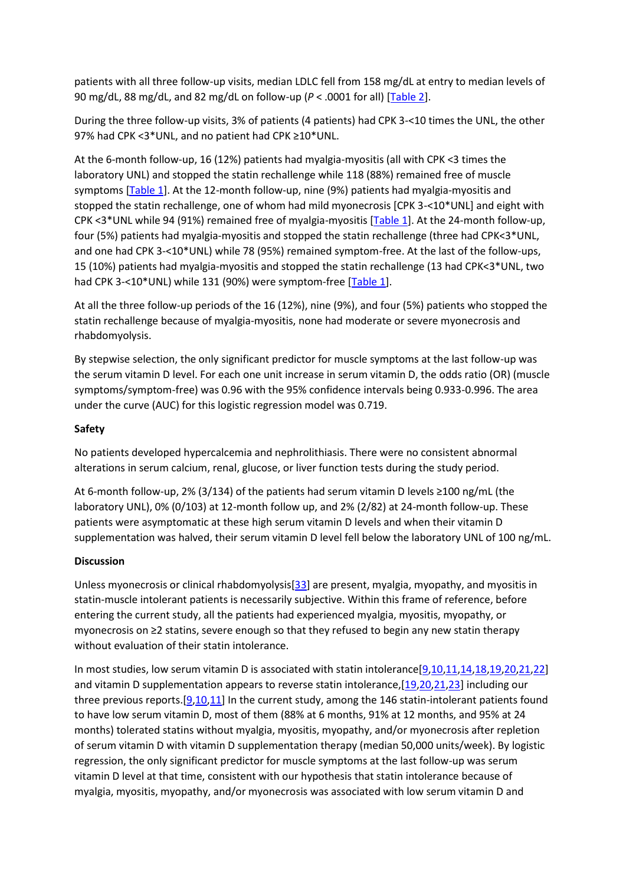patients with all three follow-up visits, median LDLC fell from 158 mg/dL at entry to median levels of 90 mg/dL, 88 mg/dL, and 82 mg/dL on follow-up ($P < .0001$ for all) [Table 2].

During the three follow-up visits, 3% of patients (4 patients) had CPK 3-<10 times the UNL, the other 97% had CPK <3*UNL, and no patient had CPK ≥10*UNL.

At the 6-month follow-up, 16 (12%) patients had myalgia-myositis (all with CPK <3 times the laboratory UNL) and stopped the statin rechallenge while 118 (88%) remained free of muscle symptoms [Table 1]. At the 12-month follow-up, nine (9%) patients had myalgia-myositis and stopped the statin rechallenge, one of whom had mild myonecrosis [CPK 3-<10*UNL] and eight with CPK <3*UNL while 94 (91%) remained free of myalgia-myositis [Table 1]. At the 24-month follow-up, four (5%) patients had myalgia-myositis and stopped the statin rechallenge (three had CPK<3*UNL, and one had CPK 3-<10*UNL) while 78 (95%) remained symptom-free. At the last of the follow-ups, 15 (10%) patients had myalgia-myositis and stopped the statin rechallenge (13 had CPK<3*UNL, two had CPK 3-<10*UNL) while 131 (90%) were symptom-free [Table 1].

At all the three follow-up periods of the 16 (12%), nine (9%), and four (5%) patients who stopped the statin rechallenge because of myalgia-myositis, none had moderate or severe myonecrosis and rhabdomyolysis.

By stepwise selection, the only significant predictor for muscle symptoms at the last follow-up was the serum vitamin D level. For each one unit increase in serum vitamin D, the odds ratio (OR) (muscle symptoms/symptom-free) was 0.96 with the 95% confidence intervals being 0.933-0.996. The area under the curve (AUC) for this logistic regression model was 0.719.

**Safety**

No patients developed hypercalcemia and nephrolithiasis. There were no consistent abnormal alterations in serum calcium, renal, glucose, or liver function tests during the study period.

At 6-month follow-up, 2% (3/134) of the patients had serum vitamin D levels ≥100 ng/mL (the laboratory UNL), 0% (0/103) at 12-month follow up, and 2% (2/82) at 24-month follow-up. These patients were asymptomatic at these high serum vitamin D levels and when their vitamin D supplementation was halved, their serum vitamin D level fell below the laboratory UNL of 100 ng/mL.

**Discussion**

Unless myonecrosis or clinical rhabdomyolysis[33] are present, myalgia, myopathy, and myositis in statin-muscle intolerant patients is necessarily subjective. Within this frame of reference, before entering the current study, all the patients had experienced myalgia, myositis, myopathy, or myonecrosis on ≥2 statins, severe enough so that they refused to begin any new statin therapy without evaluation of their statin intolerance.

In most studies, low serum vitamin D is associated with statin intolerance[9,10,11,14,18,19,20,21,22] and vitamin D supplementation appears to reverse statin intolerance,[19,20,21,23] including our three previous reports.[9,10,11] In the current study, among the 146 statin-intolerant patients found to have low serum vitamin D, most of them (88% at 6 months, 91% at 12 months, and 95% at 24 months) tolerated statins without myalgia, myositis, myopathy, and/or myonecrosis after repletion of serum vitamin D with vitamin D supplementation therapy (median 50,000 units/week). By logistic regression, the only significant predictor for muscle symptoms at the last follow-up was serum vitamin D level at that time, consistent with our hypothesis that statin intolerance because of myalgia, myositis, myopathy, and/or myonecrosis was associated with low serum vitamin D and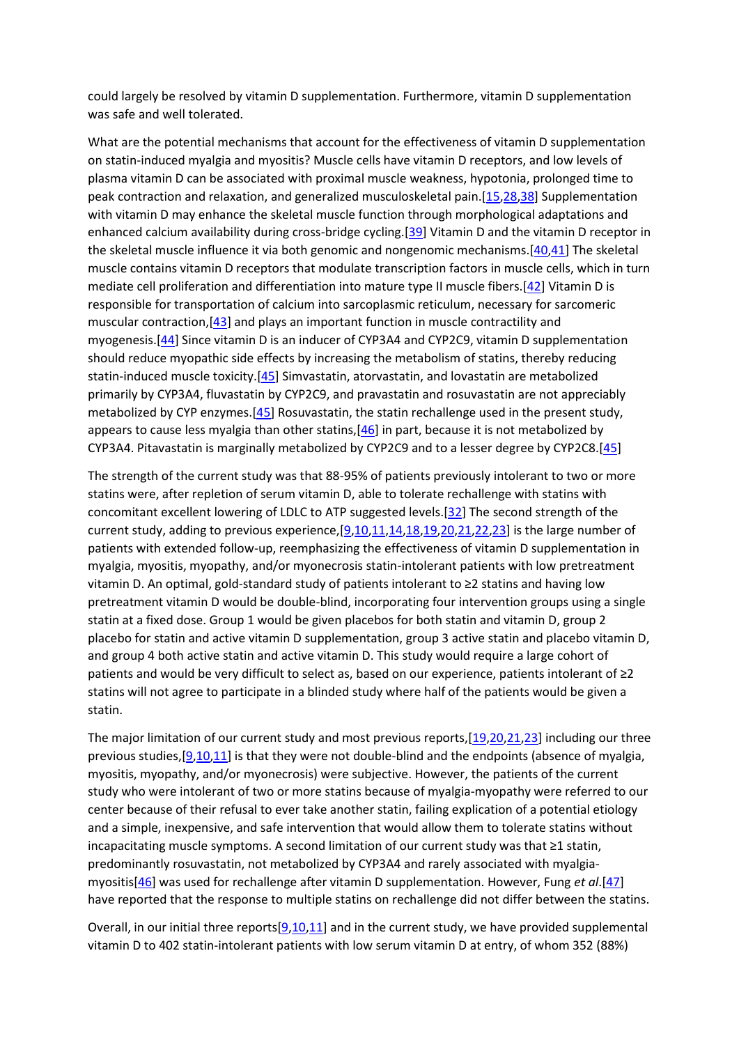could largely be resolved by vitamin D supplementation. Furthermore, vitamin D supplementation was safe and well tolerated.

What are the potential mechanisms that account for the effectiveness of vitamin D supplementation on statin-induced myalgia and myositis? Muscle cells have vitamin D receptors, and low levels of plasma vitamin D can be associated with proximal muscle weakness, hypotonia, prolonged time to peak contraction and relaxation, and generalized musculoskeletal pain.[15,28,38] Supplementation with vitamin D may enhance the skeletal muscle function through morphological adaptations and enhanced calcium availability during cross-bridge cycling.[39] Vitamin D and the vitamin D receptor in the skeletal muscle influence it via both genomic and nongenomic mechanisms.[40,41] The skeletal muscle contains vitamin D receptors that modulate transcription factors in muscle cells, which in turn mediate cell proliferation and differentiation into mature type II muscle fibers.[42] Vitamin D is responsible for transportation of calcium into sarcoplasmic reticulum, necessary for sarcomeric muscular contraction,[43] and plays an important function in muscle contractility and myogenesis.[44] Since vitamin D is an inducer of CYP3A4 and CYP2C9, vitamin D supplementation should reduce myopathic side effects by increasing the metabolism of statins, thereby reducing statin-induced muscle toxicity.[45] Simvastatin, atorvastatin, and lovastatin are metabolized primarily by CYP3A4, fluvastatin by CYP2C9, and pravastatin and rosuvastatin are not appreciably metabolized by CYP enzymes.[45] Rosuvastatin, the statin rechallenge used in the present study, appears to cause less myalgia than other statins,[46] in part, because it is not metabolized by CYP3A4. Pitavastatin is marginally metabolized by CYP2C9 and to a lesser degree by CYP2C8.[45]

The strength of the current study was that 88-95% of patients previously intolerant to two or more statins were, after repletion of serum vitamin D, able to tolerate rechallenge with statins with concomitant excellent lowering of LDLC to ATP suggested levels.[32] The second strength of the current study, adding to previous experience,[9,10,11,14,18,19,20,21,22,23] is the large number of patients with extended follow-up, reemphasizing the effectiveness of vitamin D supplementation in myalgia, myositis, myopathy, and/or myonecrosis statin-intolerant patients with low pretreatment vitamin D. An optimal, gold-standard study of patients intolerant to ≥2 statins and having low pretreatment vitamin D would be double-blind, incorporating four intervention groups using a single statin at a fixed dose. Group 1 would be given placebos for both statin and vitamin D, group 2 placebo for statin and active vitamin D supplementation, group 3 active statin and placebo vitamin D, and group 4 both active statin and active vitamin D. This study would require a large cohort of patients and would be very difficult to select as, based on our experience, patients intolerant of ≥2 statins will not agree to participate in a blinded study where half of the patients would be given a statin.

The major limitation of our current study and most previous reports,[19,20,21,23] including our three previous studies,[9,10,11] is that they were not double-blind and the endpoints (absence of myalgia, myositis, myopathy, and/or myonecrosis) were subjective. However, the patients of the current study who were intolerant of two or more statins because of myalgia-myopathy were referred to our center because of their refusal to ever take another statin, failing explication of a potential etiology and a simple, inexpensive, and safe intervention that would allow them to tolerate statins without incapacitating muscle symptoms. A second limitation of our current study was that ≥1 statin, predominantly rosuvastatin, not metabolized by CYP3A4 and rarely associated with myalgia-myositis[46] was used for rechallenge after vitamin D supplementation. However, Fung *et al*.[47] have reported that the response to multiple statins on rechallenge did not differ between the statins.

Overall, in our initial three reports[9,10,11] and in the current study, we have provided supplemental vitamin D to 402 statin-intolerant patients with low serum vitamin D at entry, of whom 352 (88%)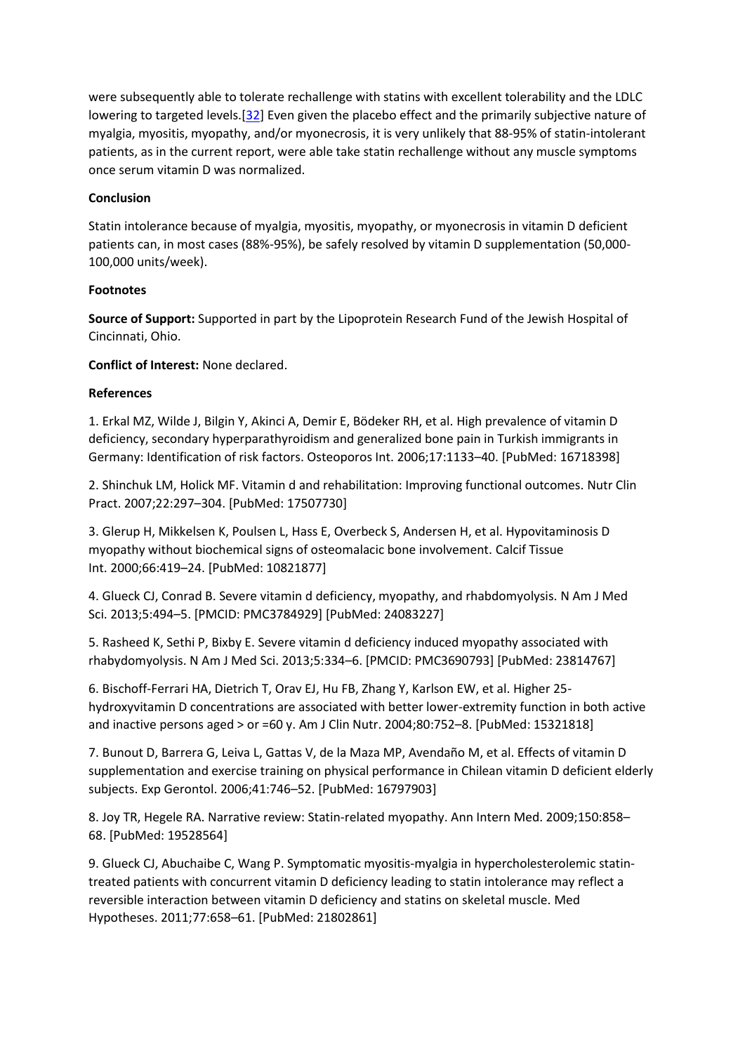were subsequently able to tolerate rechallenge with statins with excellent tolerability and the LDLC lowering to targeted levels.[32] Even given the placebo effect and the primarily subjective nature of myalgia, myositis, myopathy, and/or myonecrosis, it is very unlikely that 88-95% of statin-intolerant patients, as in the current report, were able take statin rechallenge without any muscle symptoms once serum vitamin D was normalized.

## Conclusion

Statin intolerance because of myalgia, myositis, myopathy, or myonecrosis in vitamin D deficient patients can, in most cases (88%-95%), be safely resolved by vitamin D supplementation (50,000-100,000 units/week).

## Footnotes

**Source of Support:** Supported in part by the Lipoprotein Research Fund of the Jewish Hospital of Cincinnati, Ohio.

**Conflict of Interest:** None declared.

## References

1. Erkal MZ, Wilde J, Bilgin Y, Akinci A, Demir E, Bödeker RH, et al. High prevalence of vitamin D deficiency, secondary hyperparathyroidism and generalized bone pain in Turkish immigrants in Germany: Identification of risk factors. Osteoporos Int. 2006;17:1133–40. [PubMed: 16718398]

2. Shinchuk LM, Holick MF. Vitamin d and rehabilitation: Improving functional outcomes. Nutr Clin Pract. 2007;22:297–304. [PubMed: 17507730]

3. Glerup H, Mikkelsen K, Poulsen L, Hass E, Overbeck S, Andersen H, et al. Hypovitaminosis D myopathy without biochemical signs of osteomalacic bone involvement. Calcif Tissue Int. 2000;66:419–24. [PubMed: 10821877]

4. Glueck CJ, Conrad B. Severe vitamin d deficiency, myopathy, and rhabdomyolysis. N Am J Med Sci. 2013;5:494–5. [PMCID: PMC3784929] [PubMed: 24083227]

5. Rasheed K, Sethi P, Bixby E. Severe vitamin d deficiency induced myopathy associated with rhabydomyolysis. N Am J Med Sci. 2013;5:334–6. [PMCID: PMC3690793] [PubMed: 23814767]

6. Bischoff-Ferrari HA, Dietrich T, Orav EJ, Hu FB, Zhang Y, Karlson EW, et al. Higher 25-hydroxyvitamin D concentrations are associated with better lower-extremity function in both active and inactive persons aged > or =60 y. Am J Clin Nutr. 2004;80:752–8. [PubMed: 15321818]

7. Bunout D, Barrera G, Leiva L, Gattas V, de la Maza MP, Avendaño M, et al. Effects of vitamin D supplementation and exercise training on physical performance in Chilean vitamin D deficient elderly subjects. Exp Gerontol. 2006;41:746–52. [PubMed: 16797903]

8. Joy TR, Hegele RA. Narrative review: Statin-related myopathy. Ann Intern Med. 2009;150:858–68. [PubMed: 19528564]

9. Glueck CJ, Abuchaibe C, Wang P. Symptomatic myositis-myalgia in hypercholesterolemic statin-treated patients with concurrent vitamin D deficiency leading to statin intolerance may reflect a reversible interaction between vitamin D deficiency and statins on skeletal muscle. Med Hypotheses. 2011;77:658–61. [PubMed: 21802861]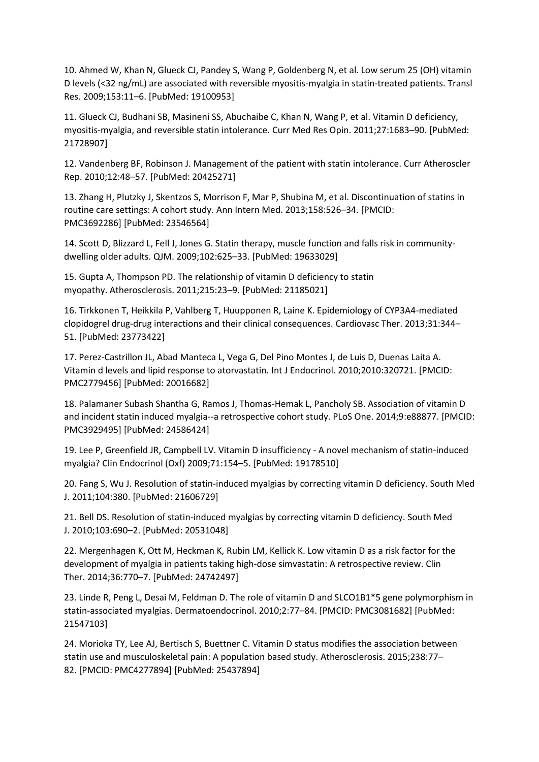10. Ahmed W, Khan N, Glueck CJ, Pandey S, Wang P, Goldenberg N, et al. Low serum 25 (OH) vitamin D levels (<32 ng/mL) are associated with reversible myositis-myalgia in statin-treated patients. Transl Res. 2009;153:11–6. [PubMed: 19100953]

11. Glueck CJ, Budhani SB, Masineni SS, Abuchaibe C, Khan N, Wang P, et al. Vitamin D deficiency, myositis-myalgia, and reversible statin intolerance. Curr Med Res Opin. 2011;27:1683–90. [PubMed: 21728907]

12. Vandenberg BF, Robinson J. Management of the patient with statin intolerance. Curr Atheroscler Rep. 2010;12:48–57. [PubMed: 20425271]

13. Zhang H, Plutzky J, Skentzos S, Morrison F, Mar P, Shubina M, et al. Discontinuation of statins in routine care settings: A cohort study. Ann Intern Med. 2013;158:526–34. [PMCID: PMC3692286] [PubMed: 23546564]

14. Scott D, Blizzard L, Fell J, Jones G. Statin therapy, muscle function and falls risk in community-dwelling older adults. QJM. 2009;102:625–33. [PubMed: 19633029]

15. Gupta A, Thompson PD. The relationship of vitamin D deficiency to statin myopathy. Atherosclerosis. 2011;215:23–9. [PubMed: 21185021]

16. Tirkkonen T, Heikkila P, Vahlberg T, Huupponen R, Laine K. Epidemiology of CYP3A4-mediated clopidogrel drug-drug interactions and their clinical consequences. Cardiovasc Ther. 2013;31:344–51. [PubMed: 23773422]

17. Perez-Castrillon JL, Abad Manteca L, Vega G, Del Pino Montes J, de Luis D, Duenas Laita A. Vitamin d levels and lipid response to atorvastatin. Int J Endocrinol. 2010;2010:320721. [PMCID: PMC2779456] [PubMed: 20016682]

18. Palamaner Subash Shantha G, Ramos J, Thomas-Hemak L, Pancholy SB. Association of vitamin D and incident statin induced myalgia--a retrospective cohort study. PLoS One. 2014;9:e88877. [PMCID: PMC3929495] [PubMed: 24586424]

19. Lee P, Greenfield JR, Campbell LV. Vitamin D insufficiency - A novel mechanism of statin-induced myalgia? Clin Endocrinol (Oxf) 2009;71:154–5. [PubMed: 19178510]

20. Fang S, Wu J. Resolution of statin-induced myalgias by correcting vitamin D deficiency. South Med J. 2011;104:380. [PubMed: 21606729]

21. Bell DS. Resolution of statin-induced myalgias by correcting vitamin D deficiency. South Med J. 2010;103:690–2. [PubMed: 20531048]

22. Mergenhagen K, Ott M, Heckman K, Rubin LM, Kellick K. Low vitamin D as a risk factor for the development of myalgia in patients taking high-dose simvastatin: A retrospective review. Clin Ther. 2014;36:770–7. [PubMed: 24742497]

23. Linde R, Peng L, Desai M, Feldman D. The role of vitamin D and SLCO1B1*5 gene polymorphism in statin-associated myalgias. Dermatoendocrinol. 2010;2:77–84. [PMCID: PMC3081682] [PubMed: 21547103]

24. Morioka TY, Lee AJ, Bertisch S, Buettner C. Vitamin D status modifies the association between statin use and musculoskeletal pain: A population based study. Atherosclerosis. 2015;238:77–82. [PMCID: PMC4277894] [PubMed: 25437894]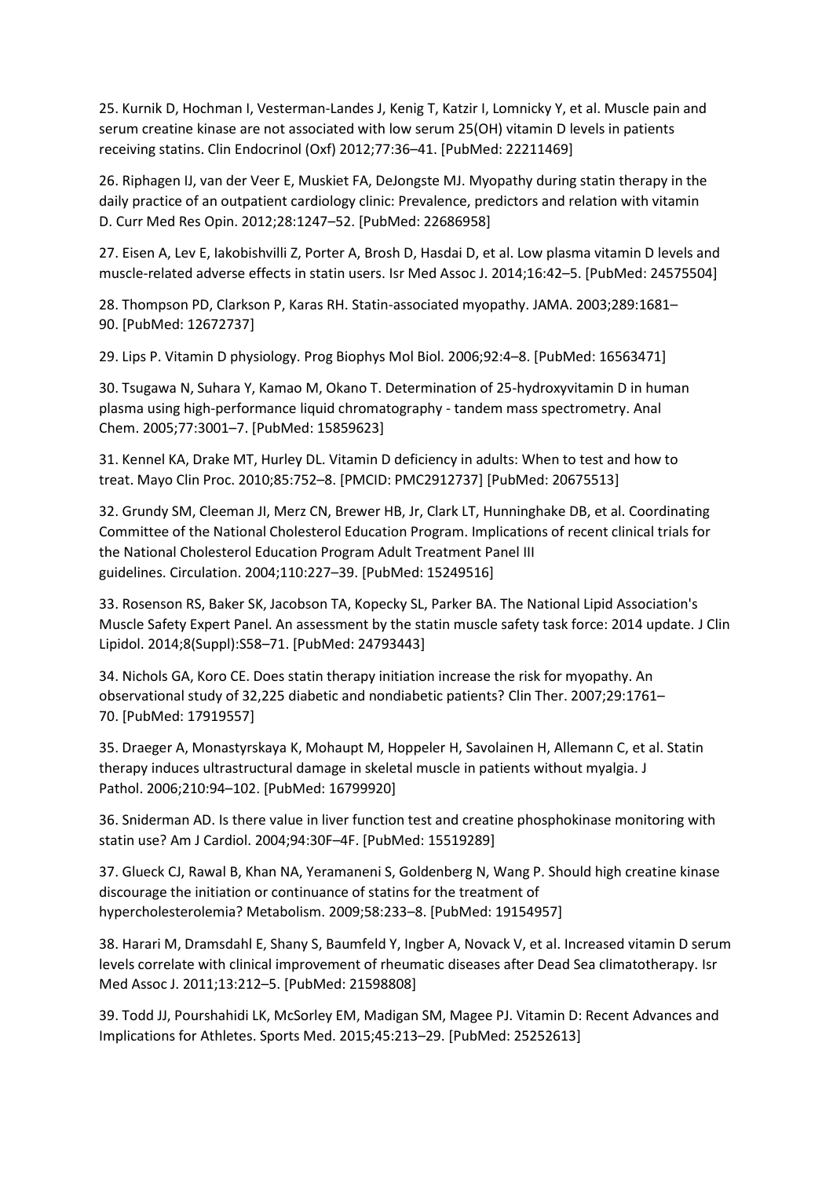25. Kurnik D, Hochman I, Vesterman-Landes J, Kenig T, Katzir I, Lomnicky Y, et al. Muscle pain and serum creatine kinase are not associated with low serum 25(OH) vitamin D levels in patients receiving statins. Clin Endocrinol (Oxf) 2012;77:36–41. [PubMed: 22211469]

26. Riphagen IJ, van der Veer E, Muskiet FA, DeJongste MJ. Myopathy during statin therapy in the daily practice of an outpatient cardiology clinic: Prevalence, predictors and relation with vitamin D. Curr Med Res Opin. 2012;28:1247–52. [PubMed: 22686958]

27. Eisen A, Lev E, Iakobishvilli Z, Porter A, Brosh D, Hasdai D, et al. Low plasma vitamin D levels and muscle-related adverse effects in statin users. Isr Med Assoc J. 2014;16:42–5. [PubMed: 24575504]

28. Thompson PD, Clarkson P, Karas RH. Statin-associated myopathy. JAMA. 2003;289:1681–90. [PubMed: 12672737]

29. Lips P. Vitamin D physiology. Prog Biophys Mol Biol. 2006;92:4–8. [PubMed: 16563471]

30. Tsugawa N, Suhara Y, Kamao M, Okano T. Determination of 25-hydroxyvitamin D in human plasma using high-performance liquid chromatography - tandem mass spectrometry. Anal Chem. 2005;77:3001–7. [PubMed: 15859623]

31. Kennel KA, Drake MT, Hurley DL. Vitamin D deficiency in adults: When to test and how to treat. Mayo Clin Proc. 2010;85:752–8. [PMCID: PMC2912737] [PubMed: 20675513]

32. Grundy SM, Cleeman JI, Merz CN, Brewer HB, Jr, Clark LT, Hunninghake DB, et al. Coordinating Committee of the National Cholesterol Education Program. Implications of recent clinical trials for the National Cholesterol Education Program Adult Treatment Panel III guidelines. Circulation. 2004;110:227–39. [PubMed: 15249516]

33. Rosenson RS, Baker SK, Jacobson TA, Kopecky SL, Parker BA. The National Lipid Association's Muscle Safety Expert Panel. An assessment by the statin muscle safety task force: 2014 update. J Clin Lipidol. 2014;8(Suppl):S58–71. [PubMed: 24793443]

34. Nichols GA, Koro CE. Does statin therapy initiation increase the risk for myopathy. An observational study of 32,225 diabetic and nondiabetic patients? Clin Ther. 2007;29:1761–70. [PubMed: 17919557]

35. Draeger A, Monastyrskaya K, Mohaupt M, Hoppeler H, Savolainen H, Allemann C, et al. Statin therapy induces ultrastructural damage in skeletal muscle in patients without myalgia. J Pathol. 2006;210:94–102. [PubMed: 16799920]

36. Sniderman AD. Is there value in liver function test and creatine phosphokinase monitoring with statin use? Am J Cardiol. 2004;94:30F–4F. [PubMed: 15519289]

37. Glueck CJ, Rawal B, Khan NA, Yeramaneni S, Goldenberg N, Wang P. Should high creatine kinase discourage the initiation or continuance of statins for the treatment of hypercholesterolemia? Metabolism. 2009;58:233–8. [PubMed: 19154957]

38. Harari M, Dramsdahl E, Shany S, Baumfeld Y, Ingber A, Novack V, et al. Increased vitamin D serum levels correlate with clinical improvement of rheumatic diseases after Dead Sea climatotherapy. Isr Med Assoc J. 2011;13:212–5. [PubMed: 21598808]

39. Todd JJ, Pourshahidi LK, McSorley EM, Madigan SM, Magee PJ. Vitamin D: Recent Advances and Implications for Athletes. Sports Med. 2015;45:213–29. [PubMed: 25252613]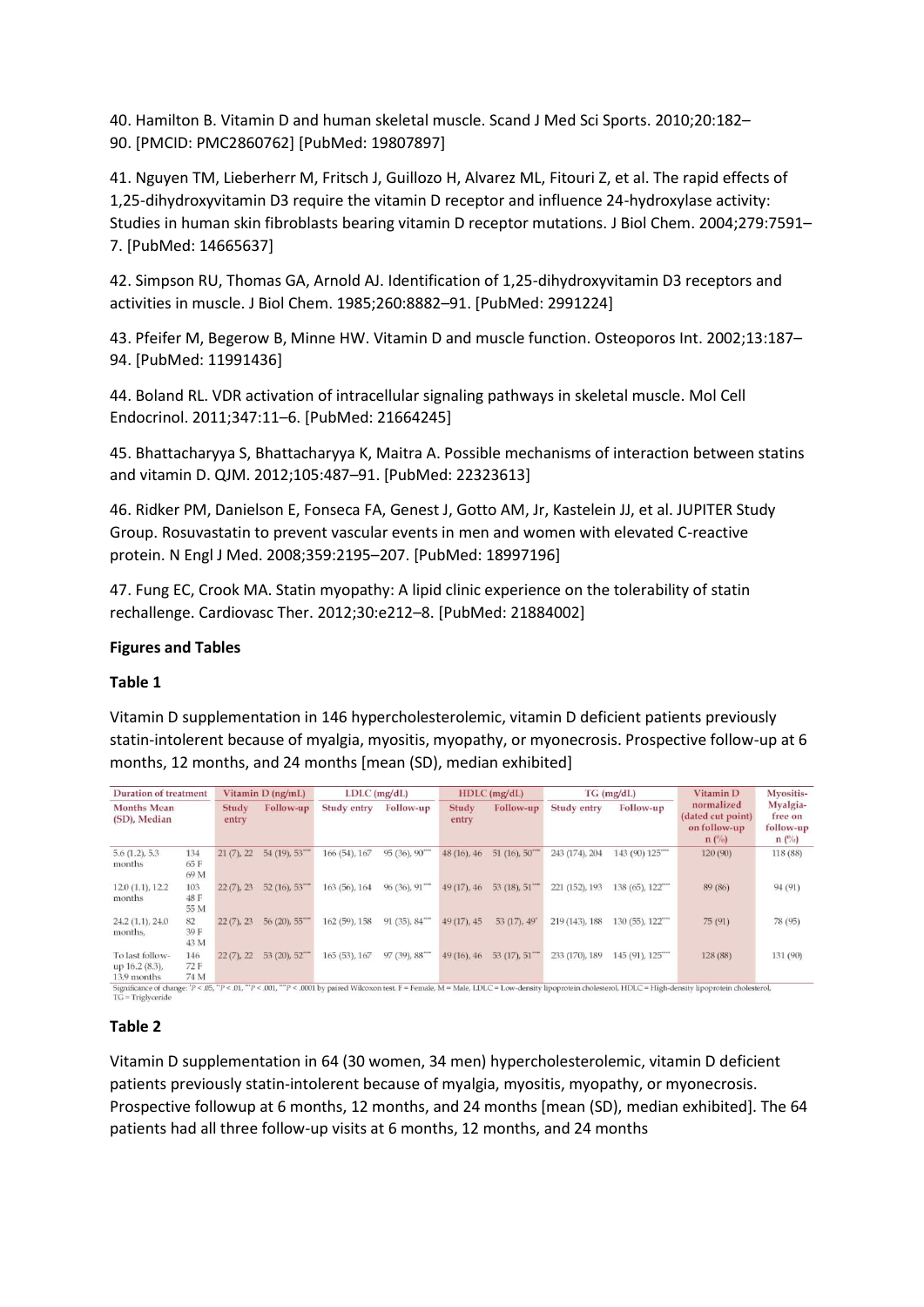40. Hamilton B. Vitamin D and human skeletal muscle. Scand J Med Sci Sports. 2010;20:182–90. [PMCID: PMC2860762] [PubMed: 19807897]

41. Nguyen TM, Lieberherr M, Fritsch J, Guillozo H, Alvarez ML, Fitouri Z, et al. The rapid effects of 1,25-dihydroxyvitamin D3 require the vitamin D receptor and influence 24-hydroxylase activity: Studies in human skin fibroblasts bearing vitamin D receptor mutations. J Biol Chem. 2004;279:7591–7. [PubMed: 14665637]

42. Simpson RU, Thomas GA, Arnold AJ. Identification of 1,25-dihydroxyvitamin D3 receptors and activities in muscle. J Biol Chem. 1985;260:8882–91. [PubMed: 2991224]

43. Pfeifer M, Begerow B, Minne HW. Vitamin D and muscle function. Osteoporos Int. 2002;13:187–94. [PubMed: 11991436]

44. Boland RL. VDR activation of intracellular signaling pathways in skeletal muscle. Mol Cell Endocrinol. 2011;347:11–6. [PubMed: 21664245]

45. Bhattacharyya S, Bhattacharyya K, Maitra A. Possible mechanisms of interaction between statins and vitamin D. QJM. 2012;105:487–91. [PubMed: 22323613]

46. Ridker PM, Danielson E, Fonseca FA, Genest J, Gotto AM, Jr, Kastelein JJ, et al. JUPITER Study Group. Rosuvastatin to prevent vascular events in men and women with elevated C-reactive protein. N Engl J Med. 2008;359:2195–207. [PubMed: 18997196]

47. Fung EC, Crook MA. Statin myopathy: A lipid clinic experience on the tolerability of statin rechallenge. Cardiovasc Ther. 2012;30:e212–8. [PubMed: 21884002]

**Figures and Tables**

**Table 1**

Vitamin D supplementation in 146 hypercholesterolemic, vitamin D deficient patients previously statin-intolerent because of myalgia, myositis, myopathy, or myonecrosis. Prospective follow-up at 6 months, 12 months, and 24 months [mean (SD), median exhibited]

| Duration of treatment | | Vitamin D (ng/mL) | | LDLC (mg/dL) | | HDLC (mg/dL) | | TG (mg/dL) | | Vitamin D normalized (dated cut point) on follow-up n (%) | Myositis-Myalgia-free on follow-up n (%) |
|---|---|---|---|---|---|---|---|---|---|---|---|
| Months Mean (SD), Median | | Study entry | Follow-up | Study entry | Follow-up | Study entry | Follow-up | Study entry | Follow-up | | |
| 5.6 (1.2), 5.3 months | 134 65 F 69 M | 21 (7), 22 | 54 (19), 53**** | 166 (54), 167 | 95 (36), 90**** | 48 (16), 46 | 51 (16), 50**** | 243 (174), 204 | 143 (90) 125**** | 120 (90) | 118 (88) |
| 12.0 (1.1), 12.2 months | 103 48 F 55 M | 22 (7), 23 | 52 (16), 53**** | 163 (56), 164 | 96 (36), 91**** | 49 (17), 46 | 53 (18), 51**** | 221 (152), 193 | 138 (65), 122**** | 89 (86) | 94 (91) |
| 24.2 (1.1), 24.0 months, | 82 39 F 43 M | 22 (7), 23 | 56 (20), 55**** | 162 (59), 158 | 91 (35), 84**** | 49 (17), 45 | 53 (17), 49* | 219 (143), 188 | 130 (55), 122**** | 75 (91) | 78 (95) |
| To last follow-up 16.2 (8.3), 13.9 months | 146 72 F 74 M | 22 (7), 22 | 53 (20), 52**** | 165 (53), 167 | 97 (39), 88**** | 49 (16), 46 | 53 (17), 51**** | 233 (170), 189 | 145 (91), 125**** | 128 (88) | 131 (90) |

Significance of change: *$P < .05$, **$P < .01$, ***$P < .001$, ****$P < .0001$ by paired Wilcoxon test. F = Female, M = Male, LDLC = Low-density lipoprotein cholesterol, HDLC = High-density lipoprotein cholesterol, TG = Triglyceride

**Table 2**

Vitamin D supplementation in 64 (30 women, 34 men) hypercholesterolemic, vitamin D deficient patients previously statin-intolerent because of myalgia, myositis, myopathy, or myonecrosis. Prospective followup at 6 months, 12 months, and 24 months [mean (SD), median exhibited]. The 64 patients had all three follow-up visits at 6 months, 12 months, and 24 months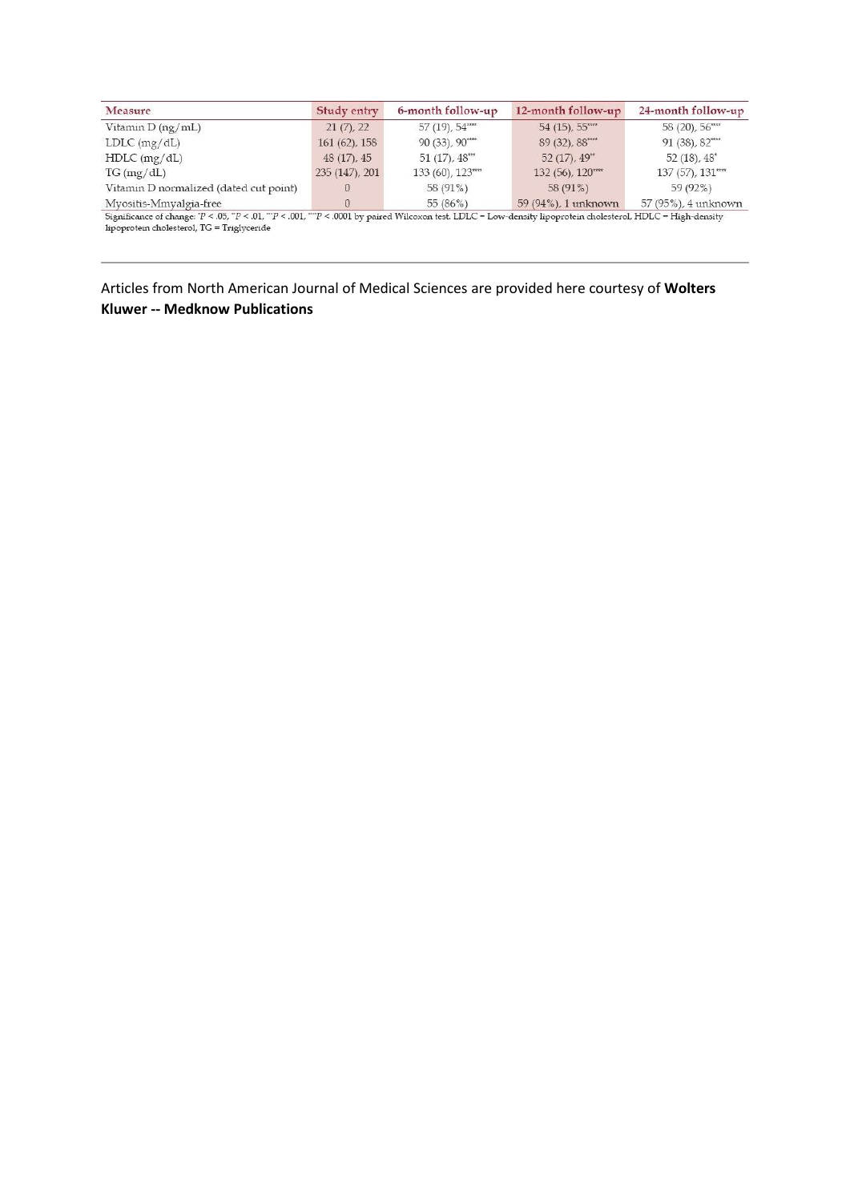| Measure | Study entry | 6-month follow-up | 12-month follow-up | 24-month follow-up |
|---|---|---|---|---|
| Vitamin D (ng/mL) | 21 (7), 22 | 57 (19), 54**** | 54 (15), 55**** | 58 (20), 56**** |
| LDLC (mg/dL) | 161 (62), 158 | 90 (33), 90**** | 89 (32), 88**** | 91 (38), 82**** |
| HDLC (mg/dL) | 48 (17), 45 | 51 (17), 48*** | 52 (17), 49** | 52 (18), 48* |
| TG (mg/dL) | 235 (147), 201 | 133 (60), 123**** | 132 (56), 120**** | 137 (57), 131**** |
| Vitamin D normalized (dated cut point) | 0 | 58 (91%) | 58 (91%) | 59 (92%) |
| Myositis-Mmyalgia-free | 0 | 55 (86%) | 59 (94%), 1 unknown | 57 (95%), 4 unknown |

Significance of change: *$P < .05$, **$P < .01$, ***$P < .001$, ****$P < .0001$ by paired Wilcoxon test. LDLC = Low-density lipoprotein cholesterol, HDLC = High-density lipoprotein cholesterol, TG = Triglyceride

Articles from North American Journal of Medical Sciences are provided here courtesy of **Wolters Kluwer -- Medknow Publications**